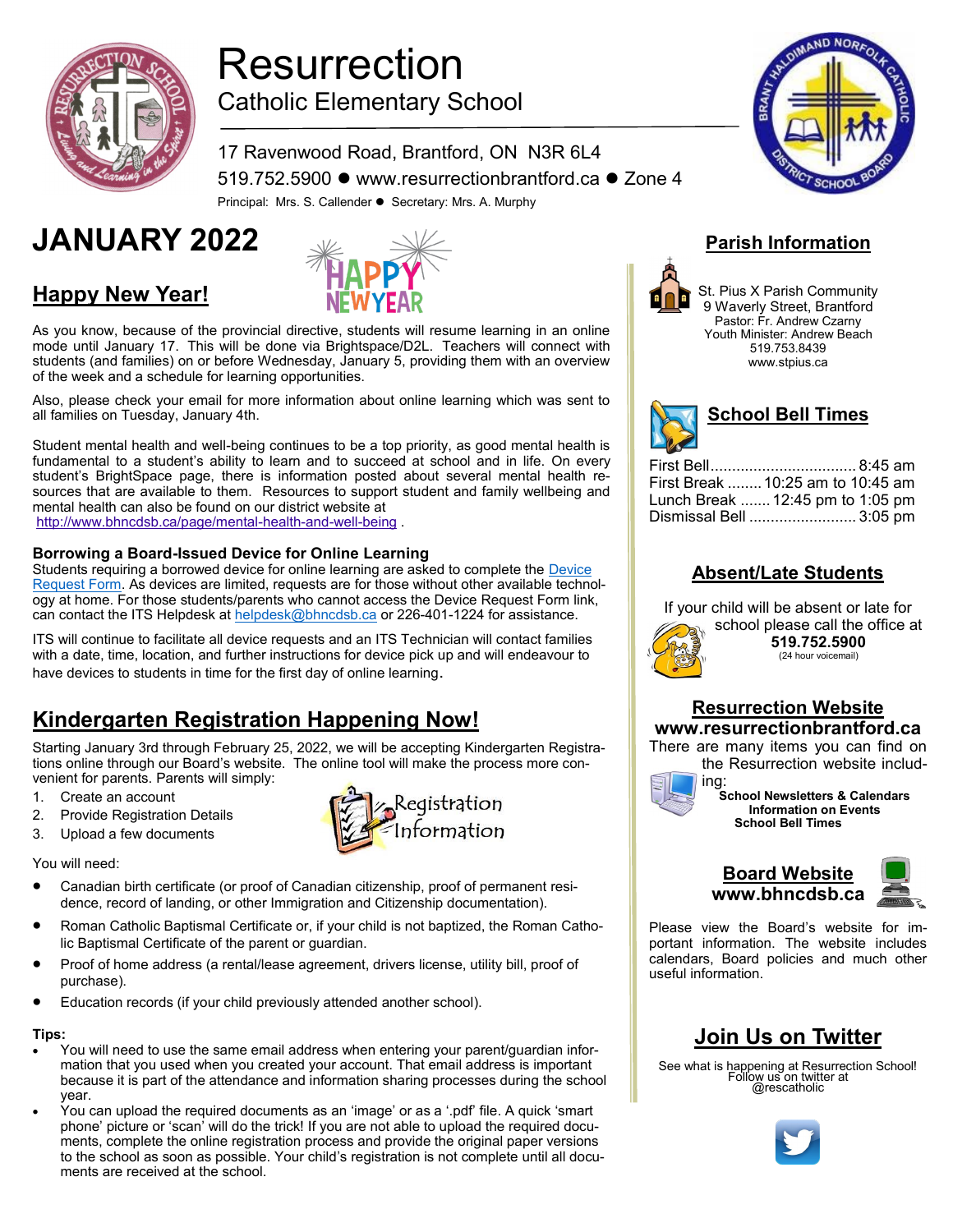# Resurrection

Catholic Elementary School

17 Ravenwood Road, Brantford, ON N3R 6L4

519.752.5900 ● www.resurrectionbrantford.ca ● Zone 4

Principal: Mrs. S. Callender ● Secretary: Mrs. A. Murphy

# JANUARY 2022

## Happy New Year!

As you know, because of the provincial directive, students will resume learning in an online mode until January 17. This will be done via Brightspace/D2L. Teachers will connect with students (and families) on or before Wednesday, January 5, providing them with an overview of the week and a schedule for learning opportunities.

Also, please check your email for more information about online learning which was sent to all families on Tuesday, January 4th.

Student mental health and well-being continues to be a top priority, as good mental health is fundamental to a student's ability to learn and to succeed at school and in life. On every student's BrightSpace page, there is information posted about several mental health resources that are available to them. Resources to support student and family wellbeing and mental health can also be found on our district website at http://www.bhncdsb.ca/page/mental-health-and-well-being .

### Borrowing a Board-Issued Device for Online Learning

Students requiring a borrowed device for online learning are asked to complete the Device Request Form. As devices are limited, requests are for those without other available technology at home. For those students/parents who cannot access the Device Request Form link, can contact the ITS Helpdesk at helpdesk@bhncdsb.ca or 226-401-1224 for assistance.

ITS will continue to facilitate all device requests and an ITS Technician will contact families with a date, time, location, and further instructions for device pick up and will endeavour to have devices to students in time for the first day of online learning.

## Kindergarten Registration Happening Now!

Starting January 3rd through February 25, 2022, we will be accepting Kindergarten Registrations online through our Board's website. The online tool will make the process more convenient for parents. Parents will simply:

1. Create an account
2. Provide Registration Details
3. Upload a few documents

Registration Information

You will need:

- Canadian birth certificate (or proof of Canadian citizenship, proof of permanent residence, record of landing, or other Immigration and Citizenship documentation).
- Roman Catholic Baptismal Certificate or, if your child is not baptized, the Roman Catholic Baptismal Certificate of the parent or guardian.
- Proof of home address (a rental/lease agreement, drivers license, utility bill, proof of purchase).
- Education records (if your child previously attended another school).

**Tips:**

- You will need to use the same email address when entering your parent/guardian information that you used when you created your account. That email address is important because it is part of the attendance and information sharing processes during the school year.
- You can upload the required documents as an 'image' or as a '.pdf' file. A quick 'smart phone' picture or 'scan' will do the trick! If you are not able to upload the required documents, complete the online registration process and provide the original paper versions to the school as soon as possible. Your child's registration is not complete until all documents are received at the school.

## Parish Information

St. Pius X Parish Community
9 Waverly Street, Brantford
Pastor: Fr. Andrew Czarny
Youth Minister: Andrew Beach
519.753.8439
www.stpius.ca

## School Bell Times

First Bell................................. 8:45 am
First Break ........ 10:25 am to 10:45 am
Lunch Break ....... 12:45 pm to 1:05 pm
Dismissal Bell ......................... 3:05 pm

## Absent/Late Students

If your child will be absent or late for school please call the office at **519.752.5900** (24 hour voicemail)

## Resurrection Website

**www.resurrectionbrantford.ca**

There are many items you can find on the Resurrection website including:

**School Newsletters & Calendars**
**Information on Events**
**School Bell Times**

## Board Website

**www.bhncdsb.ca**

Please view the Board's website for important information. The website includes calendars, Board policies and much other useful information.

## Join Us on Twitter

See what is happening at Resurrection School! Follow us on twitter at @rescatholic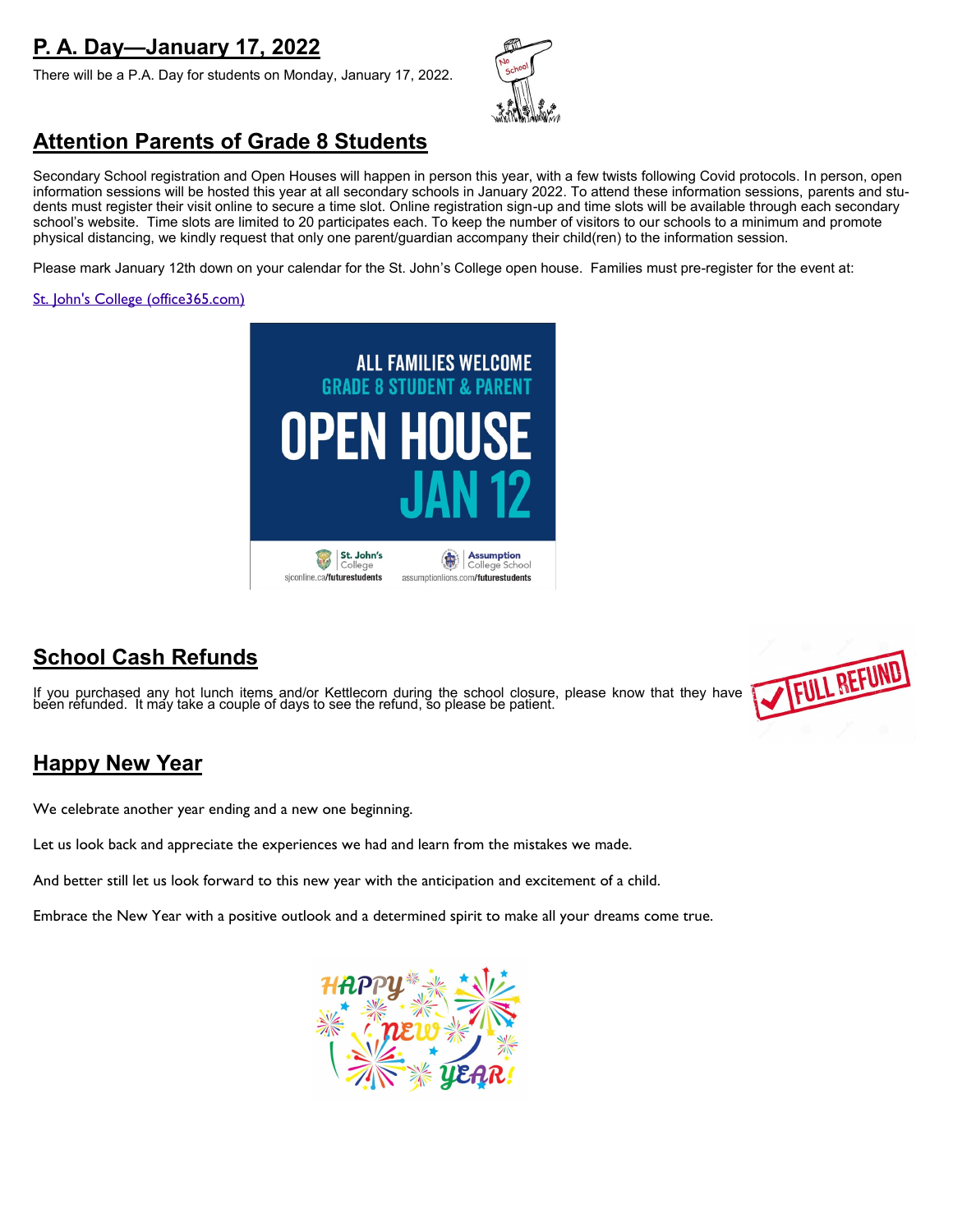## P. A. Day—January 17, 2022

There will be a P.A. Day for students on Monday, January 17, 2022.

## Attention Parents of Grade 8 Students

Secondary School registration and Open Houses will happen in person this year, with a few twists following Covid protocols. In person, open information sessions will be hosted this year at all secondary schools in January 2022. To attend these information sessions, parents and students must register their visit online to secure a time slot. Online registration sign-up and time slots will be available through each secondary school's website. Time slots are limited to 20 participates each. To keep the number of visitors to our schools to a minimum and promote physical distancing, we kindly request that only one parent/guardian accompany their child(ren) to the information session.

Please mark January 12th down on your calendar for the St. John's College open house. Families must pre-register for the event at:

St. John's College (office365.com)

ALL FAMILIES WELCOME
GRADE 8 STUDENT & PARENT
OPEN HOUSE
JAN 12

St. John's College sjconline.ca/futurestudents
Assumption College School assumptionlions.com/futurestudents

## School Cash Refunds

If you purchased any hot lunch items and/or Kettlecorn during the school closure, please know that they have been refunded. It may take a couple of days to see the refund, so please be patient.

## Happy New Year

We celebrate another year ending and a new one beginning.

Let us look back and appreciate the experiences we had and learn from the mistakes we made.

And better still let us look forward to this new year with the anticipation and excitement of a child.

Embrace the New Year with a positive outlook and a determined spirit to make all your dreams come true.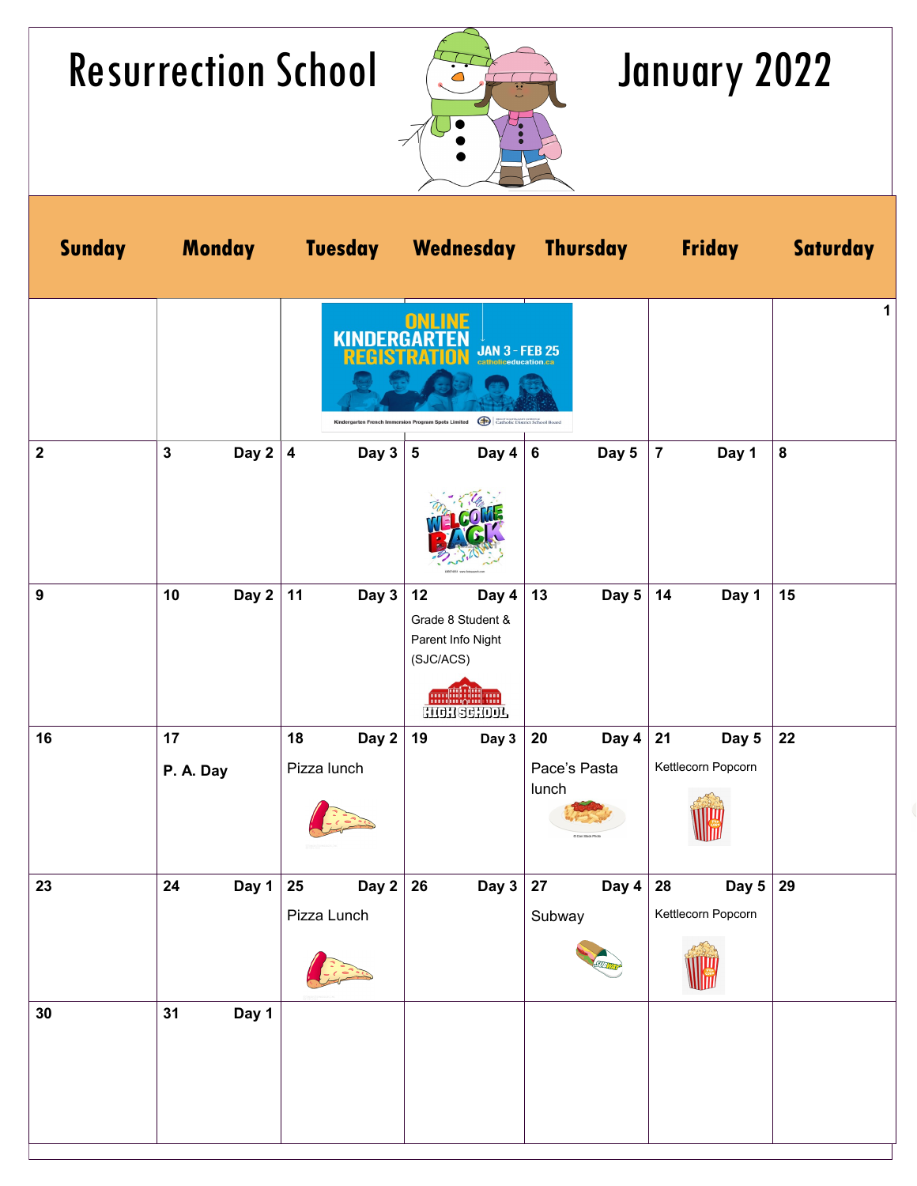# Resurrection School January 2022

| Sunday | Monday | Tuesday | Wednesday | Thursday | Friday | Saturday |
| --- | --- | --- | --- | --- | --- | --- |
| | | ONLINE KINDERGARTEN REGISTRATION JAN 3 - FEB 25 catholiceducation.ca Kindergarten French Immersion Program Spots Limited | | | | 1 |
| 2 | 3 Day 2 | 4 Day 3 | 5 Day 4 | 6 Day 5 | 7 Day 1 | 8 |
| 9 | 10 Day 2 | 11 Day 3 | 12 Day 4 Grade 8 Student & Parent Info Night (SJC/ACS) | 13 Day 5 | 14 Day 1 | 15 |
| 16 | 17 **P. A. Day** | 18 Day 2 Pizza lunch | 19 Day 3 | 20 Day 4 Pace's Pasta lunch | 21 Day 5 Kettlecorn Popcorn | 22 |
| 23 | 24 Day 1 | 25 Day 2 Pizza Lunch | 26 Day 3 | 27 Day 4 Subway | 28 Day 5 Kettlecorn Popcorn | 29 |
| 30 | 31 Day 1 | | | | | |